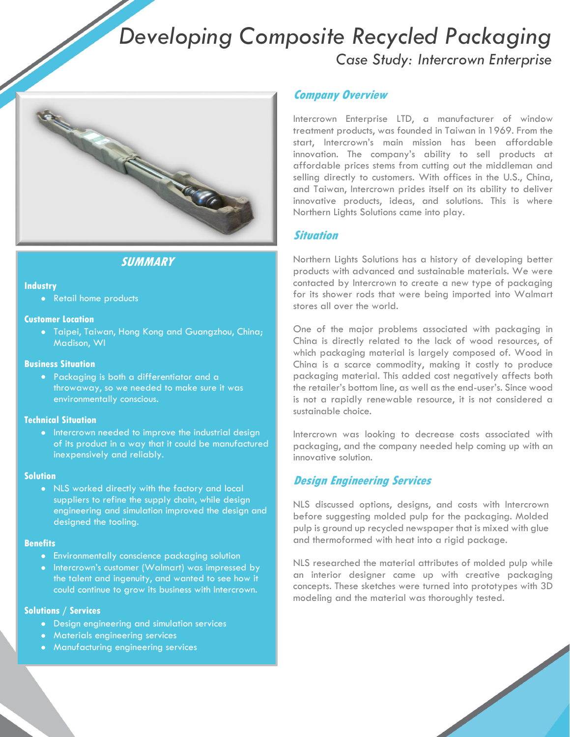# Developing Composite Recycled Packaging

## Case Study: Intercrown Enterprise

## Company Overview

Intercrown Enterprise LTD, a manufacturer of window treatment products, was founded in Taiwan in 1969. From the start, Intercrown's main mission has been affordable innovation. The company's ability to sell products at affordable prices stems from cutting out the middleman and selling directly to customers. With offices in the U.S., China, and Taiwan, Intercrown prides itself on its ability to deliver innovative products, ideas, and solutions. This is where Northern Lights Solutions came into play.

## Situation

Northern Lights Solutions has a history of developing better products with advanced and sustainable materials. We were contacted by Intercrown to create a new type of packaging for its shower rods that were being imported into Walmart stores all over the world.

One of the major problems associated with packaging in China is directly related to the lack of wood resources, of which packaging material is largely composed of. Wood in China is a scarce commodity, making it costly to produce packaging material. This added cost negatively affects both the retailer's bottom line, as well as the end-user's. Since wood is not a rapidly renewable resource, it is not considered a sustainable choice.

Intercrown was looking to decrease costs associated with packaging, and the company needed help coming up with an innovative solution.

## Design Engineering Services

NLS discussed options, designs, and costs with Intercrown before suggesting molded pulp for the packaging. Molded pulp is ground up recycled newspaper that is mixed with glue and thermoformed with heat into a rigid package.

NLS researched the material attributes of molded pulp while an interior designer came up with creative packaging concepts. These sketches were turned into prototypes with 3D modeling and the material was thoroughly tested.

## SUMMARY

**Industry**

- Retail home products

**Customer Location**

- Taipei, Taiwan, Hong Kong and Guangzhou, China; Madison, WI

**Business Situation**

- Packaging is both a differentiator and a throwaway, so we needed to make sure it was environmentally conscious.

**Technical Situation**

- Intercrown needed to improve the industrial design of its product in a way that it could be manufactured inexpensively and reliably.

**Solution**

- NLS worked directly with the factory and local suppliers to refine the supply chain, while design engineering and simulation improved the design and designed the tooling.

**Benefits**

- Environmentally conscience packaging solution
- Intercrown's customer (Walmart) was impressed by the talent and ingenuity, and wanted to see how it could continue to grow its business with Intercrown.

**Solutions / Services**

- Design engineering and simulation services
- Materials engineering services
- Manufacturing engineering services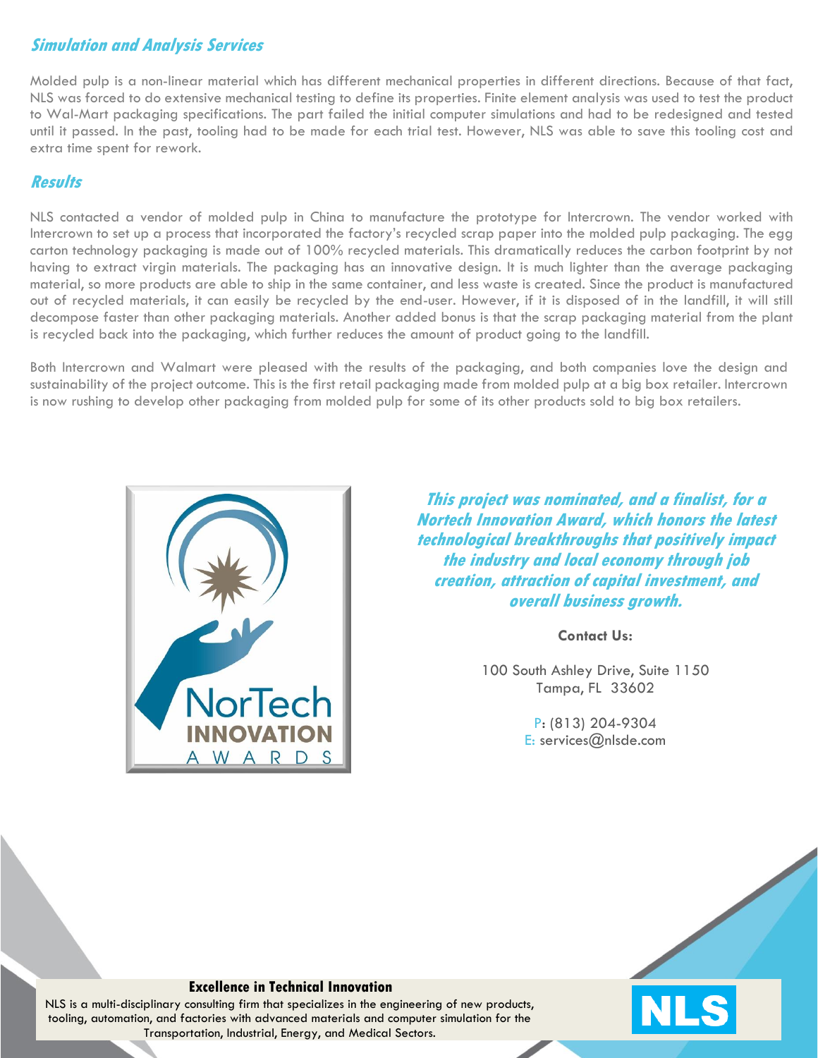## Simulation and Analysis Services

Molded pulp is a non-linear material which has different mechanical properties in different directions. Because of that fact, NLS was forced to do extensive mechanical testing to define its properties. Finite element analysis was used to test the product to Wal-Mart packaging specifications. The part failed the initial computer simulations and had to be redesigned and tested until it passed. In the past, tooling had to be made for each trial test. However, NLS was able to save this tooling cost and extra time spent for rework.

## Results

NLS contacted a vendor of molded pulp in China to manufacture the prototype for Intercrown. The vendor worked with Intercrown to set up a process that incorporated the factory's recycled scrap paper into the molded pulp packaging. The egg carton technology packaging is made out of 100% recycled materials. This dramatically reduces the carbon footprint by not having to extract virgin materials. The packaging has an innovative design. It is much lighter than the average packaging material, so more products are able to ship in the same container, and less waste is created. Since the product is manufactured out of recycled materials, it can easily be recycled by the end-user. However, if it is disposed of in the landfill, it will still decompose faster than other packaging materials. Another added bonus is that the scrap packaging material from the plant is recycled back into the packaging, which further reduces the amount of product going to the landfill.

Both Intercrown and Walmart were pleased with the results of the packaging, and both companies love the design and sustainability of the project outcome. This is the first retail packaging made from molded pulp at a big box retailer. Intercrown is now rushing to develop other packaging from molded pulp for some of its other products sold to big box retailers.

NorTech INNOVATION AWARDS

***This project was nominated, and a finalist, for a Nortech Innovation Award, which honors the latest technological breakthroughs that positively impact the industry and local economy through job creation, attraction of capital investment, and overall business growth.***

**Contact Us:**

100 South Ashley Drive, Suite 1150
Tampa, FL 33602

P: (813) 204-9304
E: services@nlsde.com

**Excellence in Technical Innovation**

NLS is a multi-disciplinary consulting firm that specializes in the engineering of new products, tooling, automation, and factories with advanced materials and computer simulation for the Transportation, Industrial, Energy, and Medical Sectors.

NLS